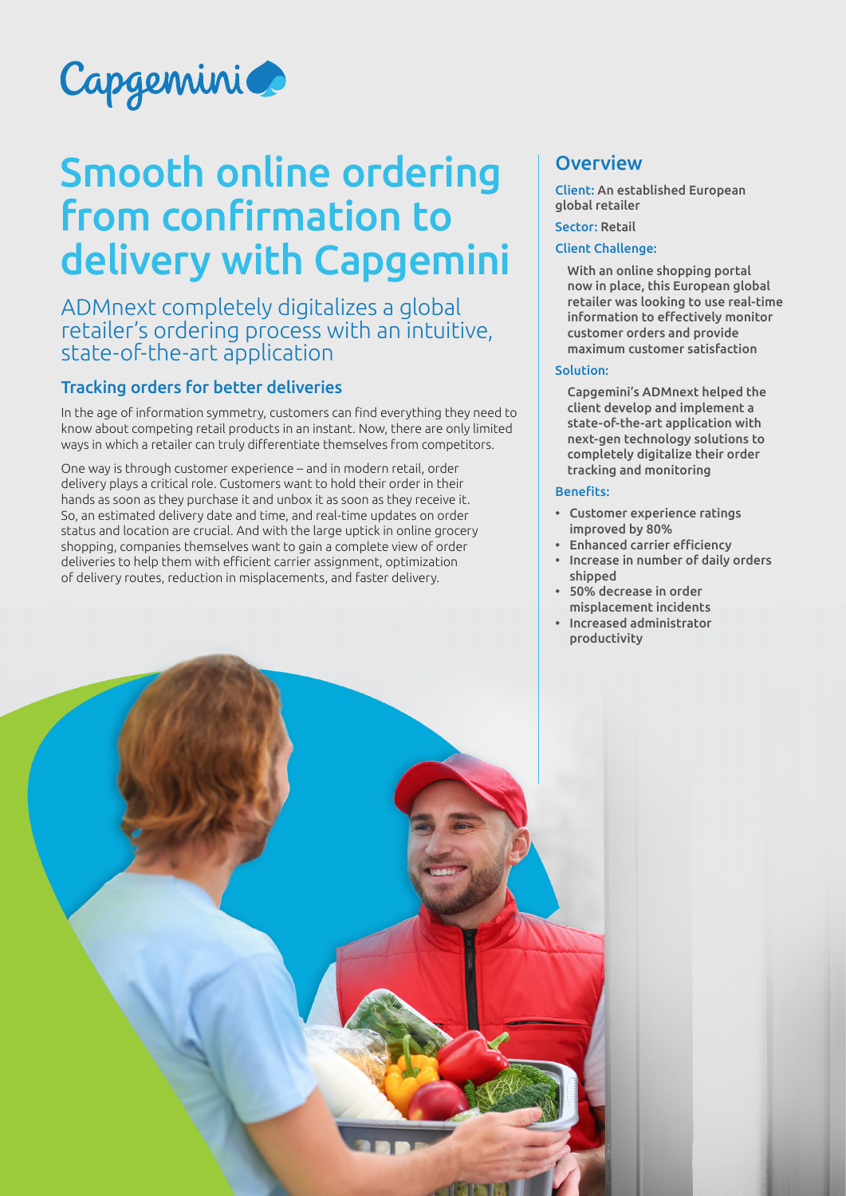# Smooth online ordering from confirmation to delivery with Capgemini

ADMnext completely digitalizes a global retailer's ordering process with an intuitive, state-of-the-art application

## Tracking orders for better deliveries

In the age of information symmetry, customers can find everything they need to know about competing retail products in an instant. Now, there are only limited ways in which a retailer can truly differentiate themselves from competitors.

One way is through customer experience – and in modern retail, order delivery plays a critical role. Customers want to hold their order in their hands as soon as they purchase it and unbox it as soon as they receive it. So, an estimated delivery date and time, and real-time updates on order status and location are crucial. And with the large uptick in online grocery shopping, companies themselves want to gain a complete view of order deliveries to help them with efficient carrier assignment, optimization of delivery routes, reduction in misplacements, and faster delivery.

## Overview

**Client:** An established European global retailer

**Sector:** Retail

**Client Challenge:**

With an online shopping portal now in place, this European global retailer was looking to use real-time information to effectively monitor customer orders and provide maximum customer satisfaction

**Solution:**

Capgemini's ADMnext helped the client develop and implement a state-of-the-art application with next-gen technology solutions to completely digitalize their order tracking and monitoring

**Benefits:**

- Customer experience ratings improved by 80%
- Enhanced carrier efficiency
- Increase in number of daily orders shipped
- 50% decrease in order misplacement incidents
- Increased administrator productivity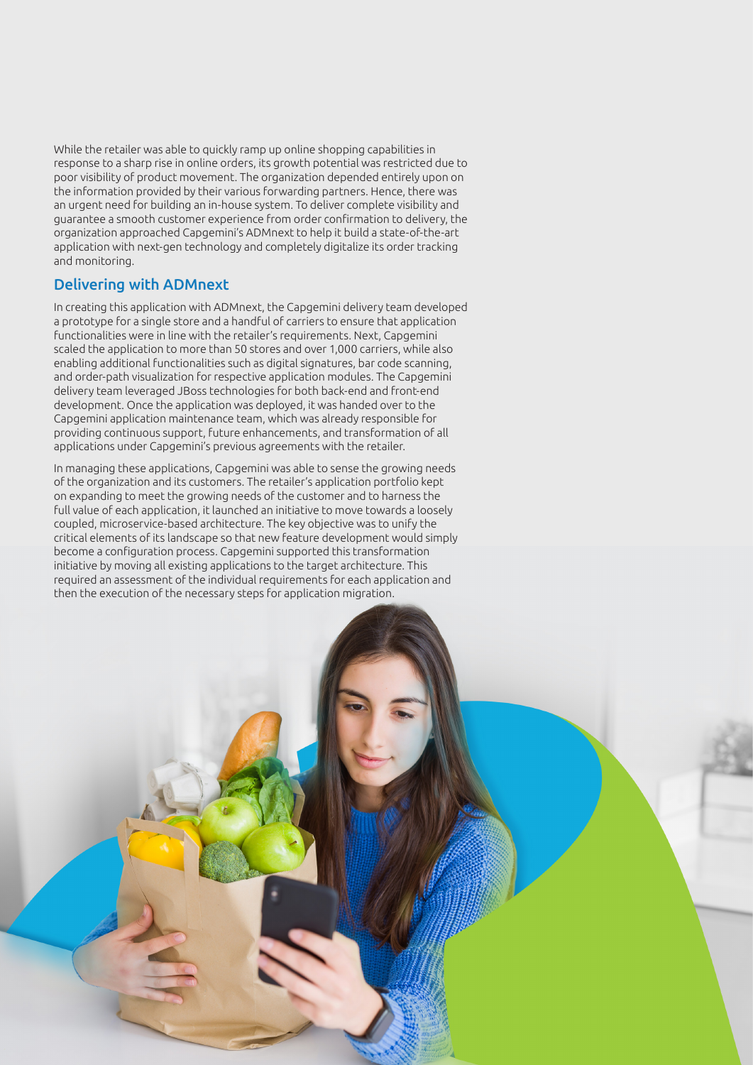While the retailer was able to quickly ramp up online shopping capabilities in response to a sharp rise in online orders, its growth potential was restricted due to poor visibility of product movement. The organization depended entirely upon on the information provided by their various forwarding partners. Hence, there was an urgent need for building an in-house system. To deliver complete visibility and guarantee a smooth customer experience from order confirmation to delivery, the organization approached Capgemini's ADMnext to help it build a state-of-the-art application with next-gen technology and completely digitalize its order tracking and monitoring.

## Delivering with ADMnext

In creating this application with ADMnext, the Capgemini delivery team developed a prototype for a single store and a handful of carriers to ensure that application functionalities were in line with the retailer's requirements. Next, Capgemini scaled the application to more than 50 stores and over 1,000 carriers, while also enabling additional functionalities such as digital signatures, bar code scanning, and order-path visualization for respective application modules. The Capgemini delivery team leveraged JBoss technologies for both back-end and front-end development. Once the application was deployed, it was handed over to the Capgemini application maintenance team, which was already responsible for providing continuous support, future enhancements, and transformation of all applications under Capgemini's previous agreements with the retailer.

In managing these applications, Capgemini was able to sense the growing needs of the organization and its customers. The retailer's application portfolio kept on expanding to meet the growing needs of the customer and to harness the full value of each application, it launched an initiative to move towards a loosely coupled, microservice-based architecture. The key objective was to unify the critical elements of its landscape so that new feature development would simply become a configuration process. Capgemini supported this transformation initiative by moving all existing applications to the target architecture. This required an assessment of the individual requirements for each application and then the execution of the necessary steps for application migration.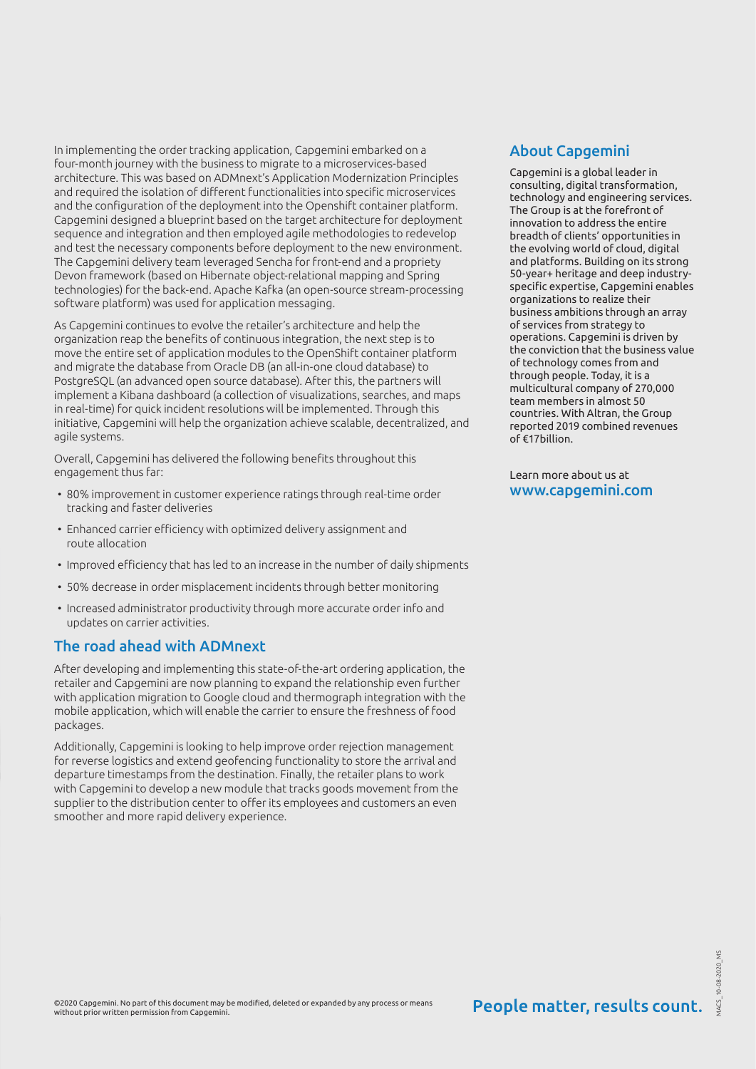In implementing the order tracking application, Capgemini embarked on a four-month journey with the business to migrate to a microservices-based architecture. This was based on ADMnext's Application Modernization Principles and required the isolation of different functionalities into specific microservices and the configuration of the deployment into the Openshift container platform. Capgemini designed a blueprint based on the target architecture for deployment sequence and integration and then employed agile methodologies to redevelop and test the necessary components before deployment to the new environment. The Capgemini delivery team leveraged Sencha for front-end and a propriety Devon framework (based on Hibernate object-relational mapping and Spring technologies) for the back-end. Apache Kafka (an open-source stream-processing software platform) was used for application messaging.

As Capgemini continues to evolve the retailer's architecture and help the organization reap the benefits of continuous integration, the next step is to move the entire set of application modules to the OpenShift container platform and migrate the database from Oracle DB (an all-in-one cloud database) to PostgreSQL (an advanced open source database). After this, the partners will implement a Kibana dashboard (a collection of visualizations, searches, and maps in real-time) for quick incident resolutions will be implemented. Through this initiative, Capgemini will help the organization achieve scalable, decentralized, and agile systems.

Overall, Capgemini has delivered the following benefits throughout this engagement thus far:

- 80% improvement in customer experience ratings through real-time order tracking and faster deliveries
- Enhanced carrier efficiency with optimized delivery assignment and route allocation
- Improved efficiency that has led to an increase in the number of daily shipments
- 50% decrease in order misplacement incidents through better monitoring
- Increased administrator productivity through more accurate order info and updates on carrier activities.

## The road ahead with ADMnext

After developing and implementing this state-of-the-art ordering application, the retailer and Capgemini are now planning to expand the relationship even further with application migration to Google cloud and thermograph integration with the mobile application, which will enable the carrier to ensure the freshness of food packages.

Additionally, Capgemini is looking to help improve order rejection management for reverse logistics and extend geofencing functionality to store the arrival and departure timestamps from the destination. Finally, the retailer plans to work with Capgemini to develop a new module that tracks goods movement from the supplier to the distribution center to offer its employees and customers an even smoother and more rapid delivery experience.

## About Capgemini

Capgemini is a global leader in consulting, digital transformation, technology and engineering services. The Group is at the forefront of innovation to address the entire breadth of clients' opportunities in the evolving world of cloud, digital and platforms. Building on its strong 50-year+ heritage and deep industry-specific expertise, Capgemini enables organizations to realize their business ambitions through an array of services from strategy to operations. Capgemini is driven by the conviction that the business value of technology comes from and through people. Today, it is a multicultural company of 270,000 team members in almost 50 countries. With Altran, the Group reported 2019 combined revenues of €17billion.

Learn more about us at
**www.capgemini.com**

©2020 Capgemini. No part of this document may be modified, deleted or expanded by any process or means without prior written permission from Capgemini.

**People matter, results count.**

MACS_10-08-2020_MS